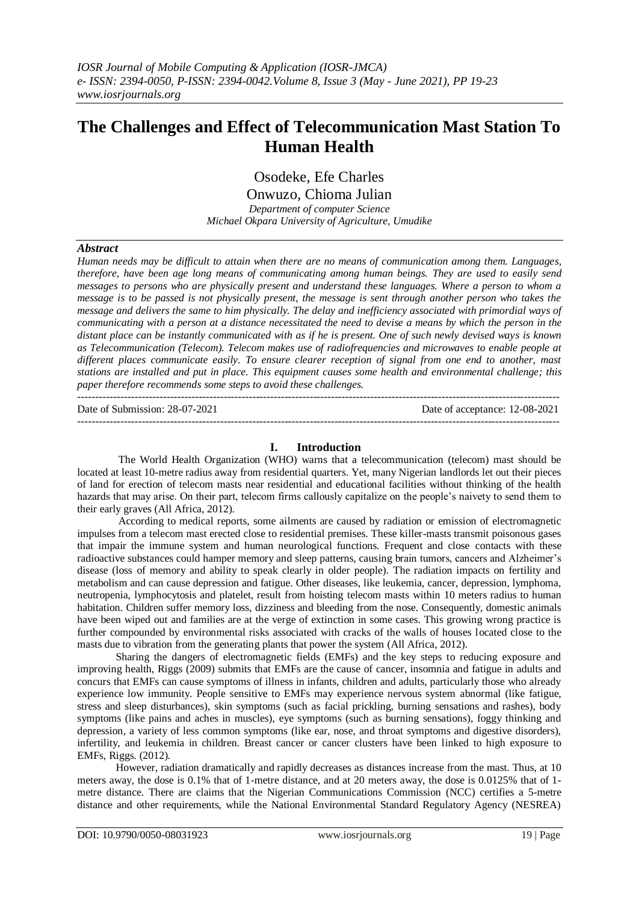# The Challenges and Effect of Telecommunication Mast Station To Human Health

Osodeke, Efe Charles
Onwuzo, Chioma Julian
*Department of computer Science*
*Michael Okpara University of Agriculture, Umudike*

### *Abstract*

*Human needs may be difficult to attain when there are no means of communication among them. Languages, therefore, have been age long means of communicating among human beings. They are used to easily send messages to persons who are physically present and understand these languages. Where a person to whom a message is to be passed is not physically present, the message is sent through another person who takes the message and delivers the same to him physically. The delay and inefficiency associated with primordial ways of communicating with a person at a distance necessitated the need to devise a means by which the person in the distant place can be instantly communicated with as if he is present. One of such newly devised ways is known as Telecommunication (Telecom). Telecom makes use of radiofrequencies and microwaves to enable people at different places communicate easily. To ensure clearer reception of signal from one end to another, mast stations are installed and put in place. This equipment causes some health and environmental challenge; this paper therefore recommends some steps to avoid these challenges.*

---

Date of Submission: 28-07-2021 Date of acceptance: 12-08-2021

---

## I. Introduction

The World Health Organization (WHO) warns that a telecommunication (telecom) mast should be located at least 10-metre radius away from residential quarters. Yet, many Nigerian landlords let out their pieces of land for erection of telecom masts near residential and educational facilities without thinking of the health hazards that may arise. On their part, telecom firms callously capitalize on the people's naivety to send them to their early graves (All Africa, 2012).

According to medical reports, some ailments are caused by radiation or emission of electromagnetic impulses from a telecom mast erected close to residential premises. These killer-masts transmit poisonous gases that impair the immune system and human neurological functions. Frequent and close contacts with these radioactive substances could hamper memory and sleep patterns, causing brain tumors, cancers and Alzheimer's disease (loss of memory and ability to speak clearly in older people). The radiation impacts on fertility and metabolism and can cause depression and fatigue. Other diseases, like leukemia, cancer, depression, lymphoma, neutropenia, lymphocytosis and platelet, result from hoisting telecom masts within 10 meters radius to human habitation. Children suffer memory loss, dizziness and bleeding from the nose. Consequently, domestic animals have been wiped out and families are at the verge of extinction in some cases. This growing wrong practice is further compounded by environmental risks associated with cracks of the walls of houses located close to the masts due to vibration from the generating plants that power the system (All Africa, 2012).

Sharing the dangers of electromagnetic fields (EMFs) and the key steps to reducing exposure and improving health, Riggs (2009) submits that EMFs are the cause of cancer, insomnia and fatigue in adults and concurs that EMFs can cause symptoms of illness in infants, children and adults, particularly those who already experience low immunity. People sensitive to EMFs may experience nervous system abnormal (like fatigue, stress and sleep disturbances), skin symptoms (such as facial prickling, burning sensations and rashes), body symptoms (like pains and aches in muscles), eye symptoms (such as burning sensations), foggy thinking and depression, a variety of less common symptoms (like ear, nose, and throat symptoms and digestive disorders), infertility, and leukemia in children. Breast cancer or cancer clusters have been linked to high exposure to EMFs, Riggs. (2012).

However, radiation dramatically and rapidly decreases as distances increase from the mast. Thus, at 10 meters away, the dose is 0.1% that of 1-metre distance, and at 20 meters away, the dose is 0.0125% that of 1-metre distance. There are claims that the Nigerian Communications Commission (NCC) certifies a 5-metre distance and other requirements, while the National Environmental Standard Regulatory Agency (NESREA)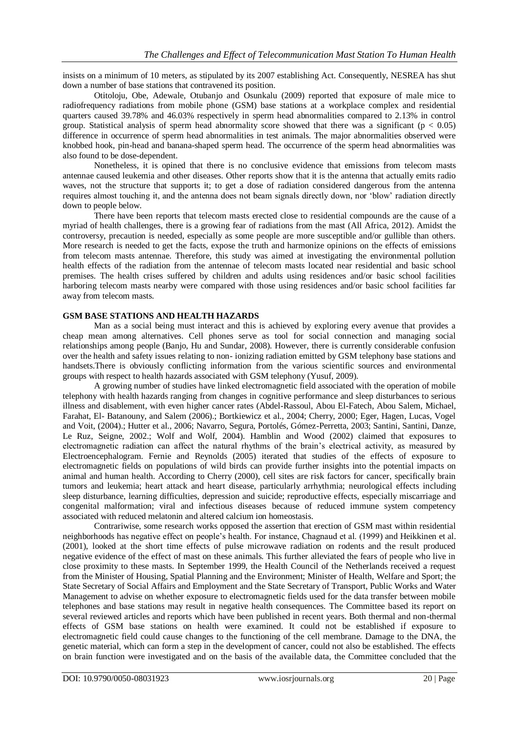insists on a minimum of 10 meters, as stipulated by its 2007 establishing Act. Consequently, NESREA has shut down a number of base stations that contravened its position.

Otitoloju, Obe, Adewale, Otubanjo and Osunkalu (2009) reported that exposure of male mice to radiofrequency radiations from mobile phone (GSM) base stations at a workplace complex and residential quarters caused 39.78% and 46.03% respectively in sperm head abnormalities compared to 2.13% in control group. Statistical analysis of sperm head abnormality score showed that there was a significant ($p < 0.05$) difference in occurrence of sperm head abnormalities in test animals. The major abnormalities observed were knobbed hook, pin-head and banana-shaped sperm head. The occurrence of the sperm head abnormalities was also found to be dose-dependent.

Nonetheless, it is opined that there is no conclusive evidence that emissions from telecom masts antennae caused leukemia and other diseases. Other reports show that it is the antenna that actually emits radio waves, not the structure that supports it; to get a dose of radiation considered dangerous from the antenna requires almost touching it, and the antenna does not beam signals directly down, nor 'blow' radiation directly down to people below.

There have been reports that telecom masts erected close to residential compounds are the cause of a myriad of health challenges, there is a growing fear of radiations from the mast (All Africa, 2012). Amidst the controversy, precaution is needed, especially as some people are more susceptible and/or gullible than others. More research is needed to get the facts, expose the truth and harmonize opinions on the effects of emissions from telecom masts antennae. Therefore, this study was aimed at investigating the environmental pollution health effects of the radiation from the antennae of telecom masts located near residential and basic school premises. The health crises suffered by children and adults using residences and/or basic school facilities harboring telecom masts nearby were compared with those using residences and/or basic school facilities far away from telecom masts.

## GSM BASE STATIONS AND HEALTH HAZARDS

Man as a social being must interact and this is achieved by exploring every avenue that provides a cheap mean among alternatives. Cell phones serve as tool for social connection and managing social relationships among people (Banjo, Hu and Sundar, 2008). However, there is currently considerable confusion over the health and safety issues relating to non- ionizing radiation emitted by GSM telephony base stations and handsets.There is obviously conflicting information from the various scientific sources and environmental groups with respect to health hazards associated with GSM telephony (Yusuf, 2009).

A growing number of studies have linked electromagnetic field associated with the operation of mobile telephony with health hazards ranging from changes in cognitive performance and sleep disturbances to serious illness and disablement, with even higher cancer rates (Abdel-Rassoul, Abou El-Fatech, Abou Salem, Michael, Farahat, El- Batanouny, and Salem (2006).; Bortkiewicz et al., 2004; Cherry, 2000; Eger, Hagen, Lucas, Vogel and Voit, (2004).; Hutter et al., 2006; Navarro, Segura, Portolés, Gómez-Perretta, 2003; Santini, Santini, Danze, Le Ruz, Seigne, 2002.; Wolf and Wolf, 2004). Hamblin and Wood (2002) claimed that exposures to electromagnetic radiation can affect the natural rhythms of the brain's electrical activity, as measured by Electroencephalogram. Fernie and Reynolds (2005) iterated that studies of the effects of exposure to electromagnetic fields on populations of wild birds can provide further insights into the potential impacts on animal and human health. According to Cherry (2000), cell sites are risk factors for cancer, specifically brain tumors and leukemia; heart attack and heart disease, particularly arrhythmia; neurological effects including sleep disturbance, learning difficulties, depression and suicide; reproductive effects, especially miscarriage and congenital malformation; viral and infectious diseases because of reduced immune system competency associated with reduced melatonin and altered calcium ion homeostasis.

Contrariwise, some research works opposed the assertion that erection of GSM mast within residential neighborhoods has negative effect on people's health. For instance, Chagnaud et al. (1999) and Heikkinen et al. (2001), looked at the short time effects of pulse microwave radiation on rodents and the result produced negative evidence of the effect of mast on these animals. This further alleviated the fears of people who live in close proximity to these masts. In September 1999, the Health Council of the Netherlands received a request from the Minister of Housing, Spatial Planning and the Environment; Minister of Health, Welfare and Sport; the State Secretary of Social Affairs and Employment and the State Secretary of Transport, Public Works and Water Management to advise on whether exposure to electromagnetic fields used for the data transfer between mobile telephones and base stations may result in negative health consequences. The Committee based its report on several reviewed articles and reports which have been published in recent years. Both thermal and non-thermal effects of GSM base stations on health were examined. It could not be established if exposure to electromagnetic field could cause changes to the functioning of the cell membrane. Damage to the DNA, the genetic material, which can form a step in the development of cancer, could not also be established. The effects on brain function were investigated and on the basis of the available data, the Committee concluded that the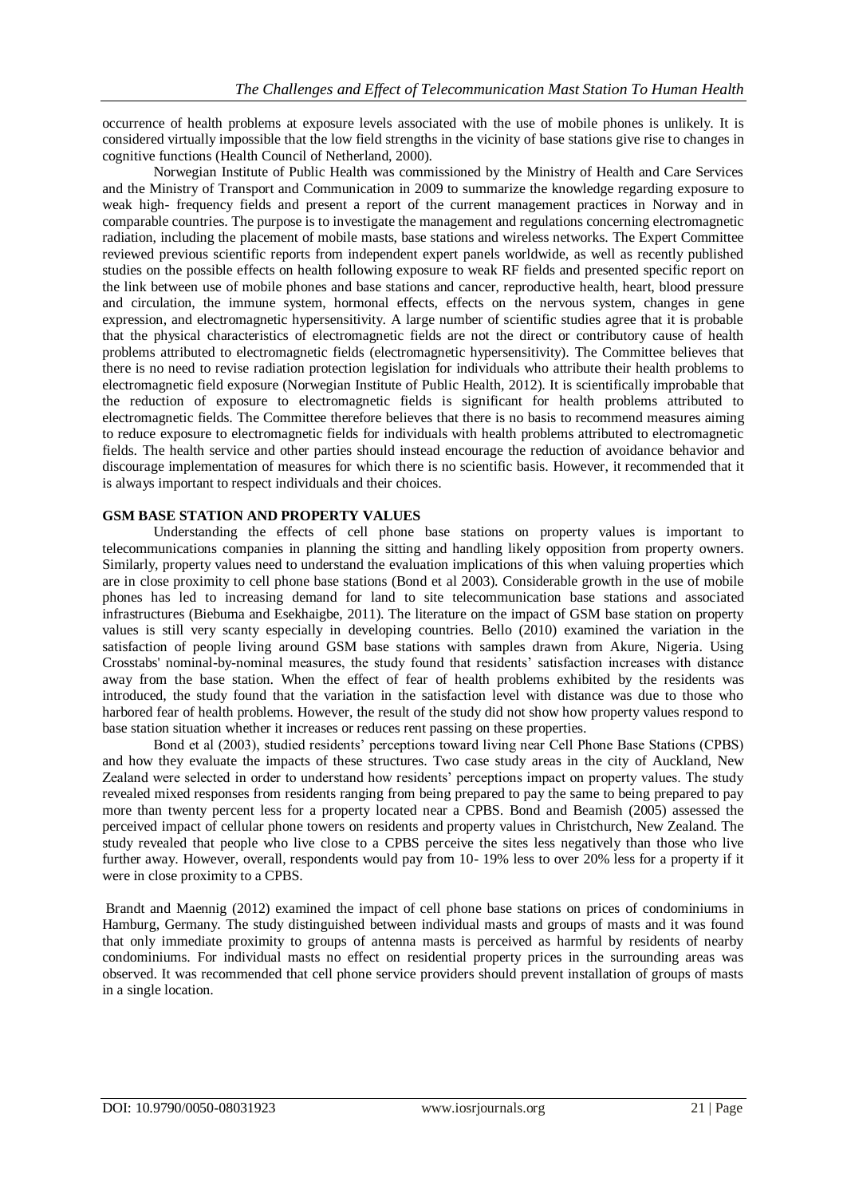occurrence of health problems at exposure levels associated with the use of mobile phones is unlikely. It is considered virtually impossible that the low field strengths in the vicinity of base stations give rise to changes in cognitive functions (Health Council of Netherland, 2000).

Norwegian Institute of Public Health was commissioned by the Ministry of Health and Care Services and the Ministry of Transport and Communication in 2009 to summarize the knowledge regarding exposure to weak high- frequency fields and present a report of the current management practices in Norway and in comparable countries. The purpose is to investigate the management and regulations concerning electromagnetic radiation, including the placement of mobile masts, base stations and wireless networks. The Expert Committee reviewed previous scientific reports from independent expert panels worldwide, as well as recently published studies on the possible effects on health following exposure to weak RF fields and presented specific report on the link between use of mobile phones and base stations and cancer, reproductive health, heart, blood pressure and circulation, the immune system, hormonal effects, effects on the nervous system, changes in gene expression, and electromagnetic hypersensitivity. A large number of scientific studies agree that it is probable that the physical characteristics of electromagnetic fields are not the direct or contributory cause of health problems attributed to electromagnetic fields (electromagnetic hypersensitivity). The Committee believes that there is no need to revise radiation protection legislation for individuals who attribute their health problems to electromagnetic field exposure (Norwegian Institute of Public Health, 2012). It is scientifically improbable that the reduction of exposure to electromagnetic fields is significant for health problems attributed to electromagnetic fields. The Committee therefore believes that there is no basis to recommend measures aiming to reduce exposure to electromagnetic fields for individuals with health problems attributed to electromagnetic fields. The health service and other parties should instead encourage the reduction of avoidance behavior and discourage implementation of measures for which there is no scientific basis. However, it recommended that it is always important to respect individuals and their choices.

## GSM BASE STATION AND PROPERTY VALUES

Understanding the effects of cell phone base stations on property values is important to telecommunications companies in planning the sitting and handling likely opposition from property owners. Similarly, property values need to understand the evaluation implications of this when valuing properties which are in close proximity to cell phone base stations (Bond et al 2003). Considerable growth in the use of mobile phones has led to increasing demand for land to site telecommunication base stations and associated infrastructures (Biebuma and Esekhaigbe, 2011). The literature on the impact of GSM base station on property values is still very scanty especially in developing countries. Bello (2010) examined the variation in the satisfaction of people living around GSM base stations with samples drawn from Akure, Nigeria. Using Crosstabs' nominal-by-nominal measures, the study found that residents' satisfaction increases with distance away from the base station. When the effect of fear of health problems exhibited by the residents was introduced, the study found that the variation in the satisfaction level with distance was due to those who harbored fear of health problems. However, the result of the study did not show how property values respond to base station situation whether it increases or reduces rent passing on these properties.

Bond et al (2003), studied residents' perceptions toward living near Cell Phone Base Stations (CPBS) and how they evaluate the impacts of these structures. Two case study areas in the city of Auckland, New Zealand were selected in order to understand how residents' perceptions impact on property values. The study revealed mixed responses from residents ranging from being prepared to pay the same to being prepared to pay more than twenty percent less for a property located near a CPBS. Bond and Beamish (2005) assessed the perceived impact of cellular phone towers on residents and property values in Christchurch, New Zealand. The study revealed that people who live close to a CPBS perceive the sites less negatively than those who live further away. However, overall, respondents would pay from 10- 19% less to over 20% less for a property if it were in close proximity to a CPBS.

Brandt and Maennig (2012) examined the impact of cell phone base stations on prices of condominiums in Hamburg, Germany. The study distinguished between individual masts and groups of masts and it was found that only immediate proximity to groups of antenna masts is perceived as harmful by residents of nearby condominiums. For individual masts no effect on residential property prices in the surrounding areas was observed. It was recommended that cell phone service providers should prevent installation of groups of masts in a single location.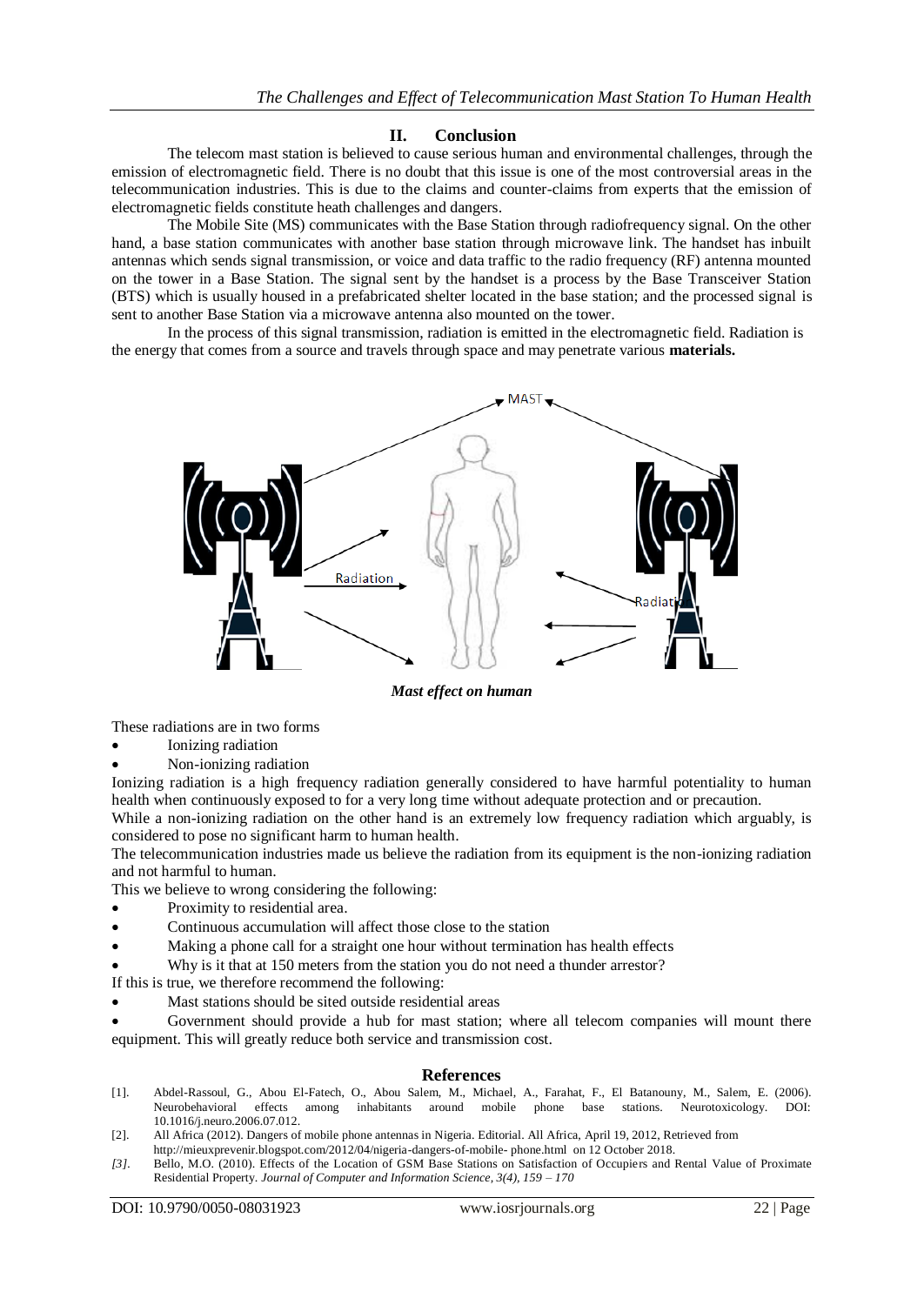## II. Conclusion

The telecom mast station is believed to cause serious human and environmental challenges, through the emission of electromagnetic field. There is no doubt that this issue is one of the most controversial areas in the telecommunication industries. This is due to the claims and counter-claims from experts that the emission of electromagnetic fields constitute heath challenges and dangers.

The Mobile Site (MS) communicates with the Base Station through radiofrequency signal. On the other hand, a base station communicates with another base station through microwave link. The handset has inbuilt antennas which sends signal transmission, or voice and data traffic to the radio frequency (RF) antenna mounted on the tower in a Base Station. The signal sent by the handset is a process by the Base Transceiver Station (BTS) which is usually housed in a prefabricated shelter located in the base station; and the processed signal is sent to another Base Station via a microwave antenna also mounted on the tower.

In the process of this signal transmission, radiation is emitted in the electromagnetic field. Radiation is the energy that comes from a source and travels through space and may penetrate various **materials.**

***Mast effect on human***

These radiations are in two forms

- Ionizing radiation
- Non-ionizing radiation

Ionizing radiation is a high frequency radiation generally considered to have harmful potentiality to human health when continuously exposed to for a very long time without adequate protection and or precaution.

While a non-ionizing radiation on the other hand is an extremely low frequency radiation which arguably, is considered to pose no significant harm to human health.

The telecommunication industries made us believe the radiation from its equipment is the non-ionizing radiation and not harmful to human.

This we believe to wrong considering the following:

- Proximity to residential area.
- Continuous accumulation will affect those close to the station
- Making a phone call for a straight one hour without termination has health effects
- Why is it that at 150 meters from the station you do not need a thunder arrestor?

If this is true, we therefore recommend the following:

- Mast stations should be sited outside residential areas
- Government should provide a hub for mast station; where all telecom companies will mount there equipment. This will greatly reduce both service and transmission cost.

## References

[1]. Abdel-Rassoul, G., Abou El-Fatech, O., Abou Salem, M., Michael, A., Farahat, F., El Batanouny, M., Salem, E. (2006). Neurobehavioral effects among inhabitants around mobile phone base stations. Neurotoxicology. DOI: 10.1016/j.neuro.2006.07.012.

[2]. All Africa (2012). Dangers of mobile phone antennas in Nigeria. Editorial. All Africa, April 19, 2012, Retrieved from http://mieuxprevenir.blogspot.com/2012/04/nigeria-dangers-of-mobile- phone.html on 12 October 2018.

*[3].* Bello, M.O. (2010). Effects of the Location of GSM Base Stations on Satisfaction of Occupiers and Rental Value of Proximate Residential Property. *Journal of Computer and Information Science, 3(4), 159 – 170*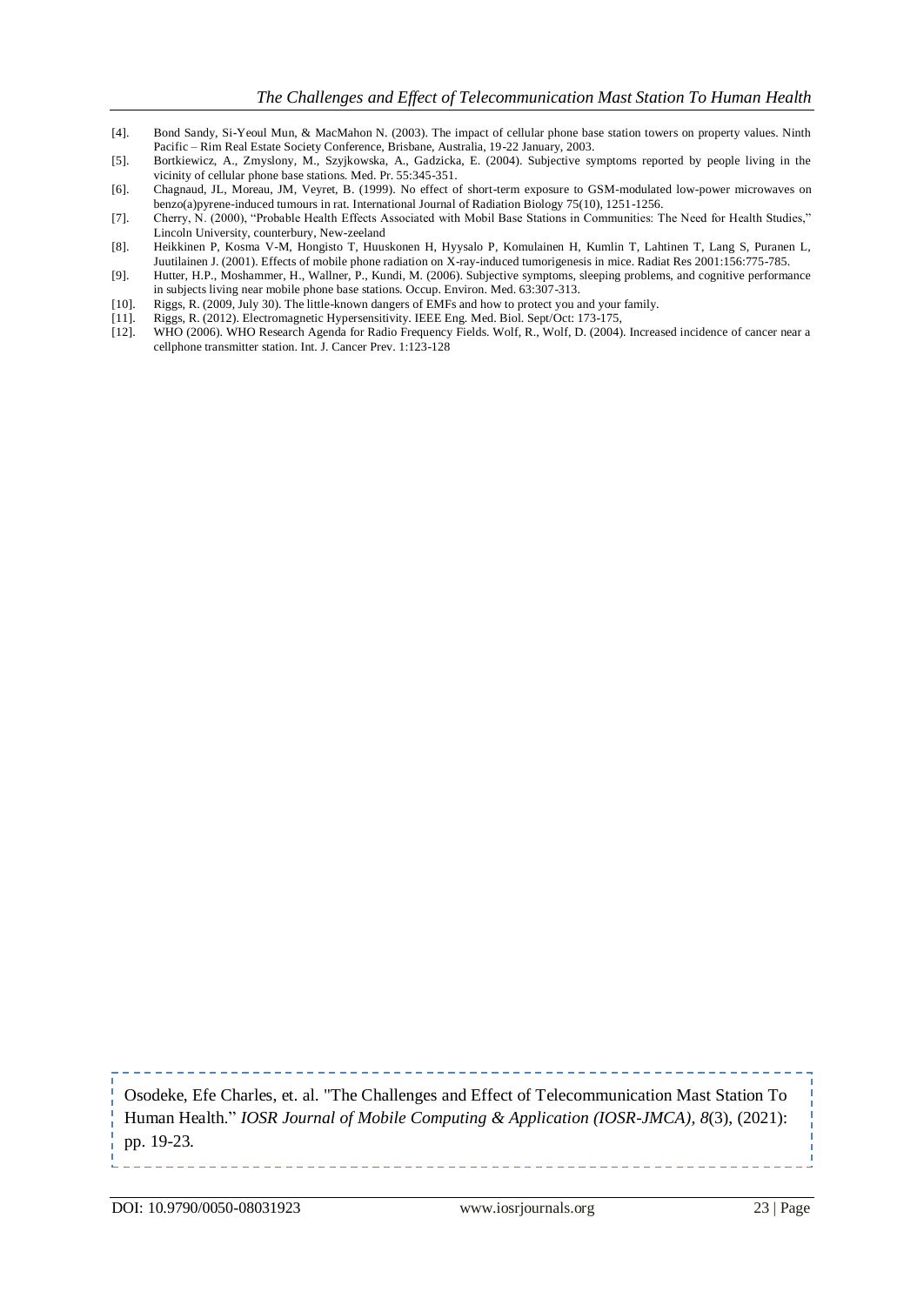[4]. Bond Sandy, Si-Yeoul Mun, & MacMahon N. (2003). The impact of cellular phone base station towers on property values. Ninth Pacific – Rim Real Estate Society Conference, Brisbane, Australia, 19-22 January, 2003.

[5]. Bortkiewicz, A., Zmyslony, M., Szyjkowska, A., Gadzicka, E. (2004). Subjective symptoms reported by people living in the vicinity of cellular phone base stations. Med. Pr. 55:345-351.

[6]. Chagnaud, JL, Moreau, JM, Veyret, B. (1999). No effect of short-term exposure to GSM-modulated low-power microwaves on benzo(a)pyrene-induced tumours in rat. International Journal of Radiation Biology 75(10), 1251-1256.

[7]. Cherry, N. (2000), "Probable Health Effects Associated with Mobil Base Stations in Communities: The Need for Health Studies," Lincoln University, counterbury, New-zeeland

[8]. Heikkinen P, Kosma V-M, Hongisto T, Huuskonen H, Hyysalo P, Komulainen H, Kumlin T, Lahtinen T, Lang S, Puranen L, Juutilainen J. (2001). Effects of mobile phone radiation on X-ray-induced tumorigenesis in mice. Radiat Res 2001:156:775-785.

[9]. Hutter, H.P., Moshammer, H., Wallner, P., Kundi, M. (2006). Subjective symptoms, sleeping problems, and cognitive performance in subjects living near mobile phone base stations. Occup. Environ. Med. 63:307-313.

[10]. Riggs, R. (2009, July 30). The little-known dangers of EMFs and how to protect you and your family.

[11]. Riggs, R. (2012). Electromagnetic Hypersensitivity. IEEE Eng. Med. Biol. Sept/Oct: 173-175,

[12]. WHO (2006). WHO Research Agenda for Radio Frequency Fields. Wolf, R., Wolf, D. (2004). Increased incidence of cancer near a cellphone transmitter station. Int. J. Cancer Prev. 1:123-128

Osodeke, Efe Charles, et. al. "The Challenges and Effect of Telecommunication Mast Station To Human Health." *IOSR Journal of Mobile Computing & Application (IOSR-JMCA), 8*(3), (2021): pp. 19-23.